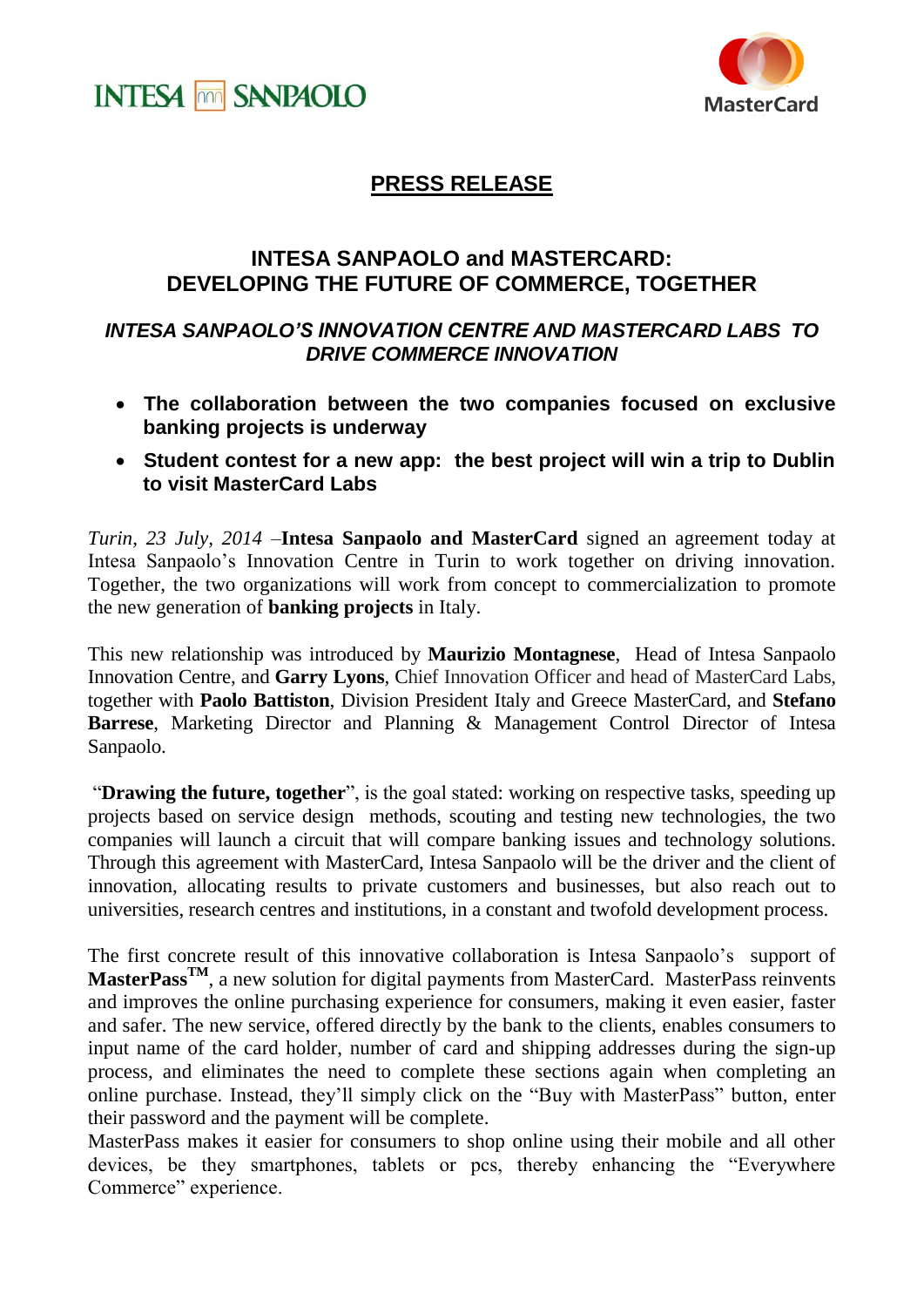INTESA SANPAOLO　　　　MasterCard

# PRESS RELEASE

## INTESA SANPAOLO and MASTERCARD: DEVELOPING THE FUTURE OF COMMERCE, TOGETHER

### *INTESA SANPAOLO'S INNOVATION CENTRE AND MASTERCARD LABS TO DRIVE COMMERCE INNOVATION*

- **The collaboration between the two companies focused on exclusive banking projects is underway**
- **Student contest for a new app: the best project will win a trip to Dublin to visit MasterCard Labs**

*Turin, 23 July, 2014* –**Intesa Sanpaolo and MasterCard** signed an agreement today at Intesa Sanpaolo's Innovation Centre in Turin to work together on driving innovation. Together, the two organizations will work from concept to commercialization to promote the new generation of **banking projects** in Italy.

This new relationship was introduced by **Maurizio Montagnese**, Head of Intesa Sanpaolo Innovation Centre, and **Garry Lyons**, Chief Innovation Officer and head of MasterCard Labs, together with **Paolo Battiston**, Division President Italy and Greece MasterCard, and **Stefano Barrese**, Marketing Director and Planning & Management Control Director of Intesa Sanpaolo.

"**Drawing the future, together**", is the goal stated: working on respective tasks, speeding up projects based on service design methods, scouting and testing new technologies, the two companies will launch a circuit that will compare banking issues and technology solutions. Through this agreement with MasterCard, Intesa Sanpaolo will be the driver and the client of innovation, allocating results to private customers and businesses, but also reach out to universities, research centres and institutions, in a constant and twofold development process.

The first concrete result of this innovative collaboration is Intesa Sanpaolo's support of **MasterPass™**, a new solution for digital payments from MasterCard. MasterPass reinvents and improves the online purchasing experience for consumers, making it even easier, faster and safer. The new service, offered directly by the bank to the clients, enables consumers to input name of the card holder, number of card and shipping addresses during the sign-up process, and eliminates the need to complete these sections again when completing an online purchase. Instead, they'll simply click on the "Buy with MasterPass" button, enter their password and the payment will be complete.
MasterPass makes it easier for consumers to shop online using their mobile and all other devices, be they smartphones, tablets or pcs, thereby enhancing the "Everywhere Commerce" experience.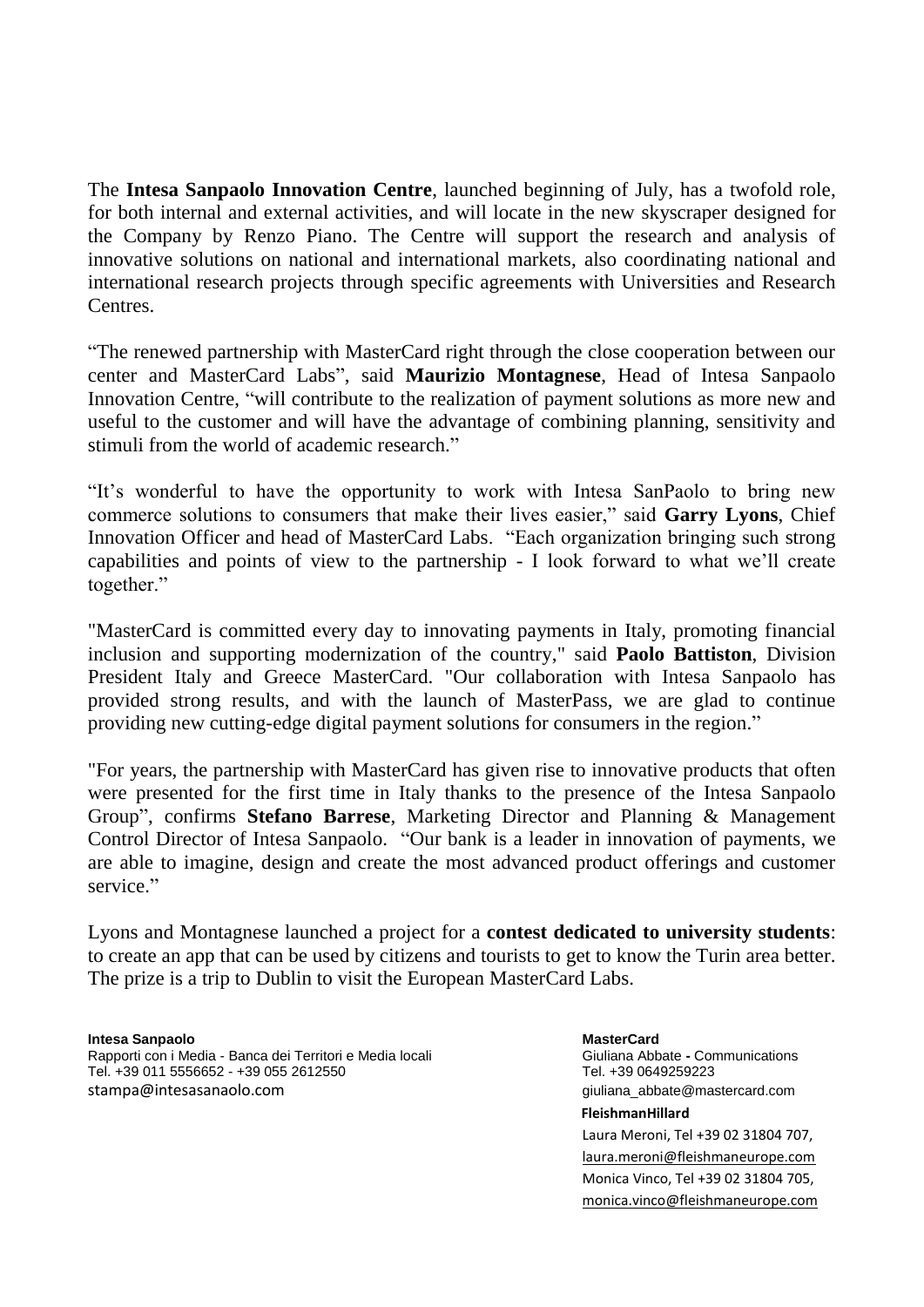The **Intesa Sanpaolo Innovation Centre**, launched beginning of July, has a twofold role, for both internal and external activities, and will locate in the new skyscraper designed for the Company by Renzo Piano. The Centre will support the research and analysis of innovative solutions on national and international markets, also coordinating national and international research projects through specific agreements with Universities and Research Centres.

“The renewed partnership with MasterCard right through the close cooperation between our center and MasterCard Labs”, said **Maurizio Montagnese**, Head of Intesa Sanpaolo Innovation Centre, “will contribute to the realization of payment solutions as more new and useful to the customer and will have the advantage of combining planning, sensitivity and stimuli from the world of academic research.”

“It’s wonderful to have the opportunity to work with Intesa SanPaolo to bring new commerce solutions to consumers that make their lives easier,” said **Garry Lyons**, Chief Innovation Officer and head of MasterCard Labs. “Each organization bringing such strong capabilities and points of view to the partnership - I look forward to what we’ll create together.”

"MasterCard is committed every day to innovating payments in Italy, promoting financial inclusion and supporting modernization of the country," said **Paolo Battiston**, Division President Italy and Greece MasterCard. "Our collaboration with Intesa Sanpaolo has provided strong results, and with the launch of MasterPass, we are glad to continue providing new cutting-edge digital payment solutions for consumers in the region.”

"For years, the partnership with MasterCard has given rise to innovative products that often were presented for the first time in Italy thanks to the presence of the Intesa Sanpaolo Group”, confirms **Stefano Barrese**, Marketing Director and Planning & Management Control Director of Intesa Sanpaolo. “Our bank is a leader in innovation of payments, we are able to imagine, design and create the most advanced product offerings and customer service.”

Lyons and Montagnese launched a project for a **contest dedicated to university students**: to create an app that can be used by citizens and tourists to get to know the Turin area better. The prize is a trip to Dublin to visit the European MasterCard Labs.

**Intesa Sanpaolo**
Rapporti con i Media - Banca dei Territori e Media locali
Tel. +39 011 5556652 - +39 055 2612550
stampa@intesasanaolo.com

**MasterCard**
Giuliana Abbate - Communications
Tel. +39 0649259223
giuliana_abbate@mastercard.com

**FleishmanHillard**
Laura Meroni, Tel +39 02 31804 707,
laura.meroni@fleishmaneurope.com
Monica Vinco, Tel +39 02 31804 705,
monica.vinco@fleishmaneurope.com